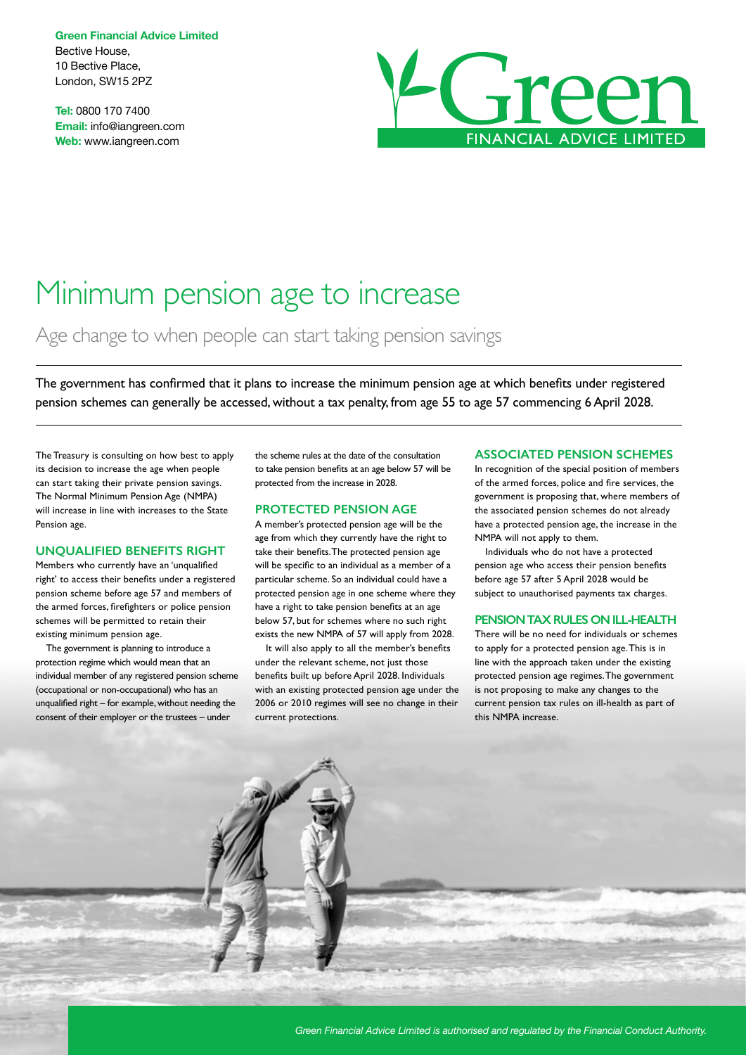**Green Financial Advice Limited**
Bective House,
10 Bective Place,
London, SW15 2PZ

**Tel:** 0800 170 7400
**Email:** info@iangreen.com
**Web:** www.iangreen.com

# Minimum pension age to increase

## Age change to when people can start taking pension savings

The government has confirmed that it plans to increase the minimum pension age at which benefits under registered pension schemes can generally be accessed, without a tax penalty, from age 55 to age 57 commencing 6 April 2028.

The Treasury is consulting on how best to apply its decision to increase the age when people can start taking their private pension savings. The Normal Minimum Pension Age (NMPA) will increase in line with increases to the State Pension age.

### UNQUALIFIED BENEFITS RIGHT

Members who currently have an 'unqualified right' to access their benefits under a registered pension scheme before age 57 and members of the armed forces, firefighters or police pension schemes will be permitted to retain their existing minimum pension age.

The government is planning to introduce a protection regime which would mean that an individual member of any registered pension scheme (occupational or non-occupational) who has an unqualified right – for example, without needing the consent of their employer or the trustees – under the scheme rules at the date of the consultation to take pension benefits at an age below 57 will be protected from the increase in 2028.

### PROTECTED PENSION AGE

A member's protected pension age will be the age from which they currently have the right to take their benefits. The protected pension age will be specific to an individual as a member of a particular scheme. So an individual could have a protected pension age in one scheme where they have a right to take pension benefits at an age below 57, but for schemes where no such right exists the new NMPA of 57 will apply from 2028.

It will also apply to all the member's benefits under the relevant scheme, not just those benefits built up before April 2028. Individuals with an existing protected pension age under the 2006 or 2010 regimes will see no change in their current protections.

### ASSOCIATED PENSION SCHEMES

In recognition of the special position of members of the armed forces, police and fire services, the government is proposing that, where members of the associated pension schemes do not already have a protected pension age, the increase in the NMPA will not apply to them.

Individuals who do not have a protected pension age who access their pension benefits before age 57 after 5 April 2028 would be subject to unauthorised payments tax charges.

### PENSION TAX RULES ON ILL-HEALTH

There will be no need for individuals or schemes to apply for a protected pension age. This is in line with the approach taken under the existing protected pension age regimes. The government is not proposing to make any changes to the current pension tax rules on ill-health as part of this NMPA increase.

*Green Financial Advice Limited is authorised and regulated by the Financial Conduct Authority.*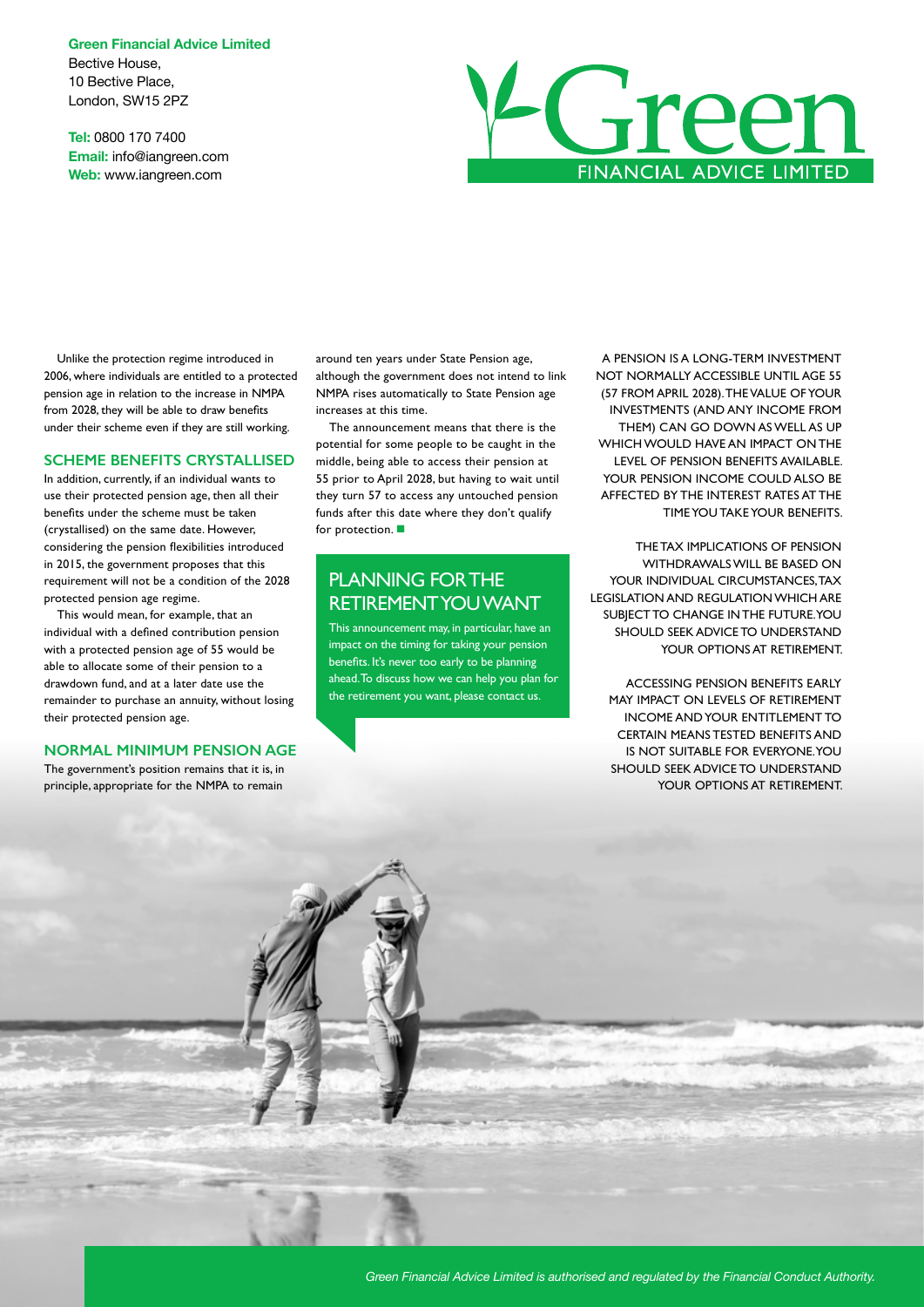**Green Financial Advice Limited**
Bective House,
10 Bective Place,
London, SW15 2PZ

**Tel:** 0800 170 7400
**Email:** info@iangreen.com
**Web:** www.iangreen.com

Green
FINANCIAL ADVICE LIMITED

Unlike the protection regime introduced in 2006, where individuals are entitled to a protected pension age in relation to the increase in NMPA from 2028, they will be able to draw benefits under their scheme even if they are still working.

## SCHEME BENEFITS CRYSTALLISED

In addition, currently, if an individual wants to use their protected pension age, then all their benefits under the scheme must be taken (crystallised) on the same date. However, considering the pension flexibilities introduced in 2015, the government proposes that this requirement will not be a condition of the 2028 protected pension age regime.

This would mean, for example, that an individual with a defined contribution pension with a protected pension age of 55 would be able to allocate some of their pension to a drawdown fund, and at a later date use the remainder to purchase an annuity, without losing their protected pension age.

## NORMAL MINIMUM PENSION AGE

The government's position remains that it is, in principle, appropriate for the NMPA to remain around ten years under State Pension age, although the government does not intend to link NMPA rises automatically to State Pension age increases at this time.

The announcement means that there is the potential for some people to be caught in the middle, being able to access their pension at 55 prior to April 2028, but having to wait until they turn 57 to access any untouched pension funds after this date where they don't qualify for protection. ■

## PLANNING FOR THE RETIREMENT YOU WANT

This announcement may, in particular, have an impact on the timing for taking your pension benefits. It's never too early to be planning ahead. To discuss how we can help you plan for the retirement you want, please contact us.

A PENSION IS A LONG-TERM INVESTMENT NOT NORMALLY ACCESSIBLE UNTIL AGE 55 (57 FROM APRIL 2028). THE VALUE OF YOUR INVESTMENTS (AND ANY INCOME FROM THEM) CAN GO DOWN AS WELL AS UP WHICH WOULD HAVE AN IMPACT ON THE LEVEL OF PENSION BENEFITS AVAILABLE. YOUR PENSION INCOME COULD ALSO BE AFFECTED BY THE INTEREST RATES AT THE TIME YOU TAKE YOUR BENEFITS.

THE TAX IMPLICATIONS OF PENSION WITHDRAWALS WILL BE BASED ON YOUR INDIVIDUAL CIRCUMSTANCES, TAX LEGISLATION AND REGULATION WHICH ARE SUBJECT TO CHANGE IN THE FUTURE. YOU SHOULD SEEK ADVICE TO UNDERSTAND YOUR OPTIONS AT RETIREMENT.

ACCESSING PENSION BENEFITS EARLY MAY IMPACT ON LEVELS OF RETIREMENT INCOME AND YOUR ENTITLEMENT TO CERTAIN MEANS TESTED BENEFITS AND IS NOT SUITABLE FOR EVERYONE. YOU SHOULD SEEK ADVICE TO UNDERSTAND YOUR OPTIONS AT RETIREMENT.

*Green Financial Advice Limited is authorised and regulated by the Financial Conduct Authority.*